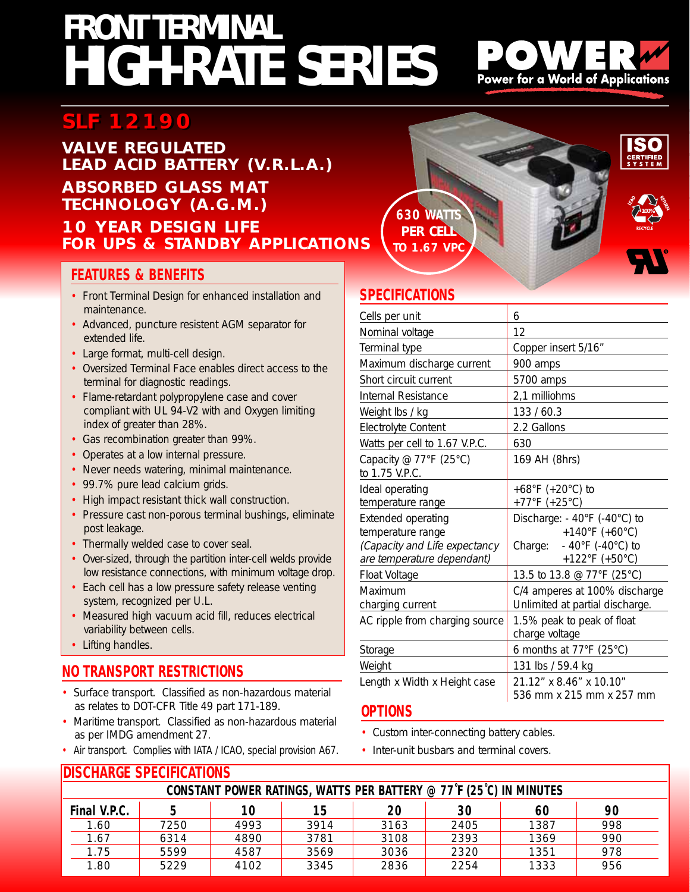# FRONT TERMINAL HIGH-RATE SERIES

POWER
Power for a World of Applications

## SLF 12190

### VALVE REGULATED LEAD ACID BATTERY (V.R.L.A.)

### ABSORBED GLASS MAT TECHNOLOGY (A.G.M.)

### 10 YEAR DESIGN LIFE FOR UPS & STANDBY APPLICATIONS

630 WATTS PER CELL TO 1.67 VPC

## FEATURES & BENEFITS

- Front Terminal Design for enhanced installation and maintenance.
- Advanced, puncture resistent AGM separator for extended life.
- Large format, multi-cell design.
- Oversized Terminal Face enables direct access to the terminal for diagnostic readings.
- Flame-retardant polypropylene case and cover compliant with UL 94-V2 with and Oxygen limiting index of greater than 28%.
- Gas recombination greater than 99%.
- Operates at a low internal pressure.
- Never needs watering, minimal maintenance.
- 99.7% pure lead calcium grids.
- High impact resistant thick wall construction.
- Pressure cast non-porous terminal bushings, eliminate post leakage.
- Thermally welded case to cover seal.
- Over-sized, through the partition inter-cell welds provide low resistance connections, with minimum voltage drop.
- Each cell has a low pressure safety release venting system, recognized per U.L.
- Measured high vacuum acid fill, reduces electrical variability between cells.
- Lifting handles.

## NO TRANSPORT RESTRICTIONS

- Surface transport. Classified as non-hazardous material as relates to DOT-CFR Title 49 part 171-189.
- Maritime transport. Classified as non-hazardous material as per IMDG amendment 27.
- Air transport. Complies with IATA / ICAO, special provision A67.

## SPECIFICATIONS

| | |
|---|---|
| Cells per unit | 6 |
| Nominal voltage | 12 |
| Terminal type | Copper insert 5/16" |
| Maximum discharge current | 900 amps |
| Short circuit current | 5700 amps |
| Internal Resistance | 2,1 milliohms |
| Weight lbs / kg | 133 / 60.3 |
| Electrolyte Content | 2.2 Gallons |
| Watts per cell to 1.67 V.P.C. | 630 |
| Capacity @ 77°F (25°C) to 1.75 V.P.C. | 169 AH (8hrs) |
| Ideal operating temperature range | +68°F (+20°C) to +77°F (+25°C) |
| Extended operating temperature range *(Capacity and Life expectancy are temperature dependant)* | Discharge: - 40°F (-40°C) to +140°F (+60°C)<br>Charge: - 40°F (-40°C) to +122°F (+50°C) |
| Float Voltage | 13.5 to 13.8 @ 77°F (25°C) |
| Maximum charging current | C/4 amperes at 100% discharge<br>Unlimited at partial discharge. |
| AC ripple from charging source | 1.5% peak to peak of float charge voltage |
| Storage | 6 months at 77°F (25°C) |
| Weight | 131 lbs / 59.4 kg |
| Length x Width x Height case | 21.12" x 8.46" x 10.10"<br>536 mm x 215 mm x 257 mm |

## OPTIONS

- Custom inter-connecting battery cables.
- Inter-unit busbars and terminal covers.

## DISCHARGE SPECIFICATIONS

**CONSTANT POWER RATINGS, WATTS PER BATTERY @ 77°F (25°C) IN MINUTES**

| Final V.P.C. | 5 | 10 | 15 | 20 | 30 | 60 | 90 |
|---|---|---|---|---|---|---|---|
| 1.60 | 7250 | 4993 | 3914 | 3163 | 2405 | 1387 | 998 |
| 1.67 | 6314 | 4890 | 3781 | 3108 | 2393 | 1369 | 990 |
| 1.75 | 5599 | 4587 | 3569 | 3036 | 2320 | 1351 | 978 |
| 1.80 | 5229 | 4102 | 3345 | 2836 | 2254 | 1333 | 956 |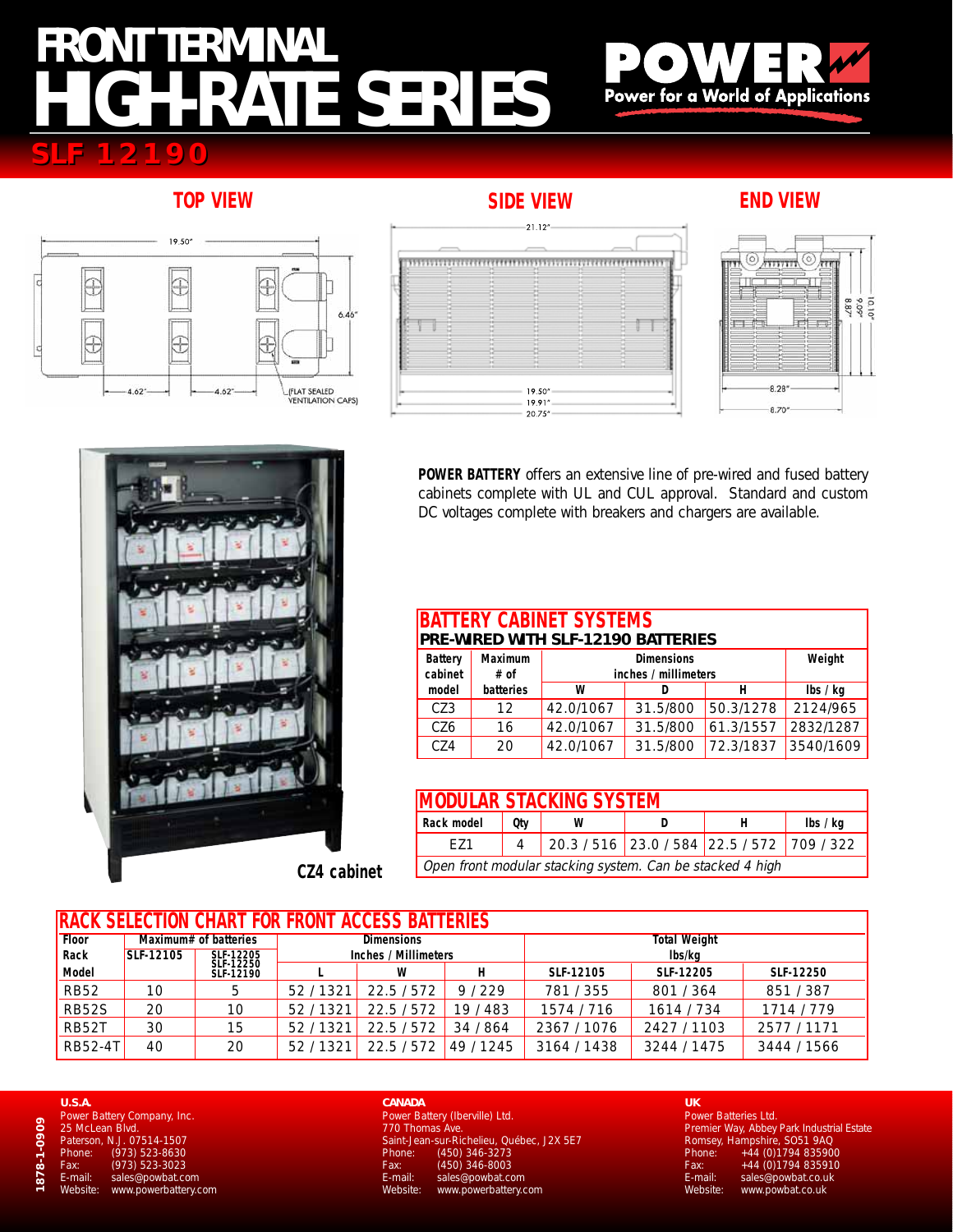# FRONT TERMINAL HIGH-RATE SERIES

POWER
Power for a World of Applications

## SLF 12190

### TOP VIEW

19.50"
6.46"
4.62"
4.62"
(FLAT SEALED VENTILATION CAPS)

### SIDE VIEW

21.12"
19.50"
19.91"
20.75"

### END VIEW

10.10"
9.09"
8.87"
8.28"
8.70"

CZ4 cabinet

**POWER BATTERY** offers an extensive line of pre-wired and fused battery cabinets complete with UL and CUL approval. Standard and custom DC voltages complete with breakers and chargers are available.

## BATTERY CABINET SYSTEMS

### PRE-WIRED WITH SLF-12190 BATTERIES

| Battery cabinet model | Maximum # of batteries | Dimensions inches / millimeters | | | Weight |
|---|---|---|---|---|---|
| | | W | D | H | lbs / kg |
| CZ3 | 12 | 42.0/1067 | 31.5/800 | 50.3/1278 | 2124/965 |
| CZ6 | 16 | 42.0/1067 | 31.5/800 | 61.3/1557 | 2832/1287 |
| CZ4 | 20 | 42.0/1067 | 31.5/800 | 72.3/1837 | 3540/1609 |

## MODULAR STACKING SYSTEM

| Rack model | Qty | W | D | H | lbs / kg |
|---|---|---|---|---|---|
| EZ1 | 4 | 20.3 / 516 | 23.0 / 584 | 22.5 / 572 | 709 / 322 |

*Open front modular stacking system. Can be stacked 4 high*

## RACK SELECTION CHART FOR FRONT ACCESS BATTERIES

| Floor Rack Model | Maximum# of batteries | | Dimensions Inches / Millimeters | | | Total Weight lbs/kg | | |
|---|---|---|---|---|---|---|---|---|
| | SLF-12105 | SLF-12205 SLF-12250 SLF-12190 | L | W | H | SLF-12105 | SLF-12205 | SLF-12250 |
| RB52 | 10 | 5 | 52 / 1321 | 22.5 / 572 | 9 / 229 | 781 / 355 | 801 / 364 | 851 / 387 |
| RB52S | 20 | 10 | 52 / 1321 | 22.5 / 572 | 19 / 483 | 1574 / 716 | 1614 / 734 | 1714 / 779 |
| RB52T | 30 | 15 | 52 / 1321 | 22.5 / 572 | 34 / 864 | 2367 / 1076 | 2427 / 1103 | 2577 / 1171 |
| RB52-4T | 40 | 20 | 52 / 1321 | 22.5 / 572 | 49 / 1245 | 3164 / 1438 | 3244 / 1475 | 3444 / 1566 |

**U.S.A.**
Power Battery Company, Inc.
25 McLean Blvd.
Paterson, N.J. 07514-1507
Phone: (973) 523-8630
Fax: (973) 523-3023
E-mail: sales@powbat.com
Website: www.powerbattery.com

**CANADA**
Power Battery (Iberville) Ltd.
770 Thomas Ave.
Saint-Jean-sur-Richelieu, Québec, J2X 5E7
Phone: (450) 346-3273
Fax: (450) 346-8003
E-mail: sales@powbat.com
Website: www.powerbattery.com

**UK**
Power Batteries Ltd.
Premier Way, Abbey Park Industrial Estate
Romsey, Hampshire, SO51 9AQ
Phone: +44 (0)1794 835900
Fax: +44 (0)1794 835910
E-mail: sales@powbat.co.uk
Website: www.powbat.co.uk

1878-1-0909